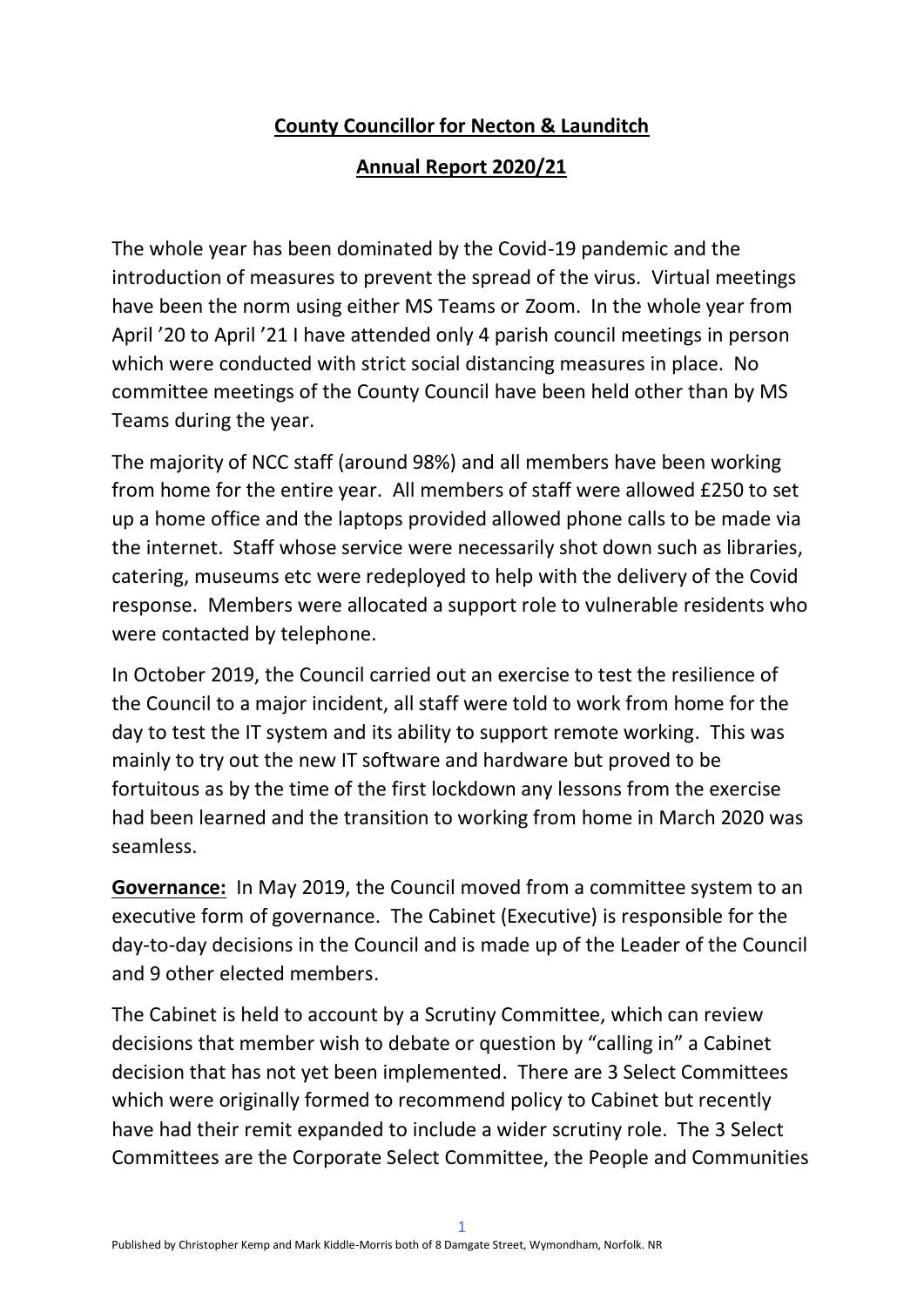**County Councillor for Necton & Launditch**

**Annual Report 2020/21**

The whole year has been dominated by the Covid-19 pandemic and the introduction of measures to prevent the spread of the virus. Virtual meetings have been the norm using either MS Teams or Zoom. In the whole year from April '20 to April '21 I have attended only 4 parish council meetings in person which were conducted with strict social distancing measures in place. No committee meetings of the County Council have been held other than by MS Teams during the year.

The majority of NCC staff (around 98%) and all members have been working from home for the entire year. All members of staff were allowed £250 to set up a home office and the laptops provided allowed phone calls to be made via the internet. Staff whose service were necessarily shot down such as libraries, catering, museums etc were redeployed to help with the delivery of the Covid response. Members were allocated a support role to vulnerable residents who were contacted by telephone.

In October 2019, the Council carried out an exercise to test the resilience of the Council to a major incident, all staff were told to work from home for the day to test the IT system and its ability to support remote working. This was mainly to try out the new IT software and hardware but proved to be fortuitous as by the time of the first lockdown any lessons from the exercise had been learned and the transition to working from home in March 2020 was seamless.

**Governance:** In May 2019, the Council moved from a committee system to an executive form of governance. The Cabinet (Executive) is responsible for the day-to-day decisions in the Council and is made up of the Leader of the Council and 9 other elected members.

The Cabinet is held to account by a Scrutiny Committee, which can review decisions that member wish to debate or question by "calling in" a Cabinet decision that has not yet been implemented. There are 3 Select Committees which were originally formed to recommend policy to Cabinet but recently have had their remit expanded to include a wider scrutiny role. The 3 Select Committees are the Corporate Select Committee, the People and Communities

Published by Christopher Kemp and Mark Kiddle-Morris both of 8 Damgate Street, Wymondham, Norfolk. NR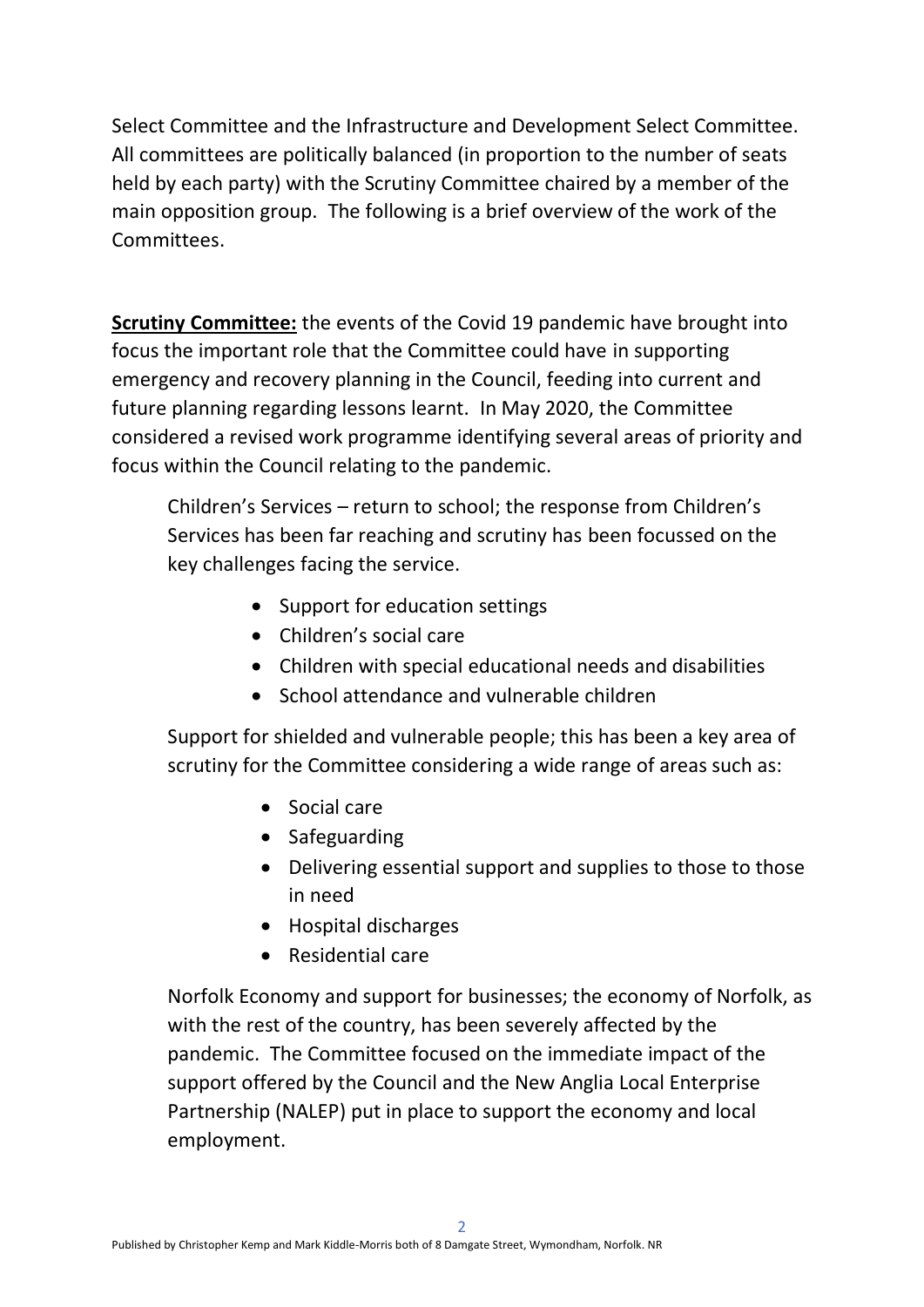Select Committee and the Infrastructure and Development Select Committee. All committees are politically balanced (in proportion to the number of seats held by each party) with the Scrutiny Committee chaired by a member of the main opposition group. The following is a brief overview of the work of the Committees.

**Scrutiny Committee:** the events of the Covid 19 pandemic have brought into focus the important role that the Committee could have in supporting emergency and recovery planning in the Council, feeding into current and future planning regarding lessons learnt. In May 2020, the Committee considered a revised work programme identifying several areas of priority and focus within the Council relating to the pandemic.

Children's Services – return to school; the response from Children's Services has been far reaching and scrutiny has been focussed on the key challenges facing the service.

- Support for education settings
- Children's social care
- Children with special educational needs and disabilities
- School attendance and vulnerable children

Support for shielded and vulnerable people; this has been a key area of scrutiny for the Committee considering a wide range of areas such as:

- Social care
- Safeguarding
- Delivering essential support and supplies to those to those in need
- Hospital discharges
- Residential care

Norfolk Economy and support for businesses; the economy of Norfolk, as with the rest of the country, has been severely affected by the pandemic. The Committee focused on the immediate impact of the support offered by the Council and the New Anglia Local Enterprise Partnership (NALEP) put in place to support the economy and local employment.

Published by Christopher Kemp and Mark Kiddle-Morris both of 8 Damgate Street, Wymondham, Norfolk. NR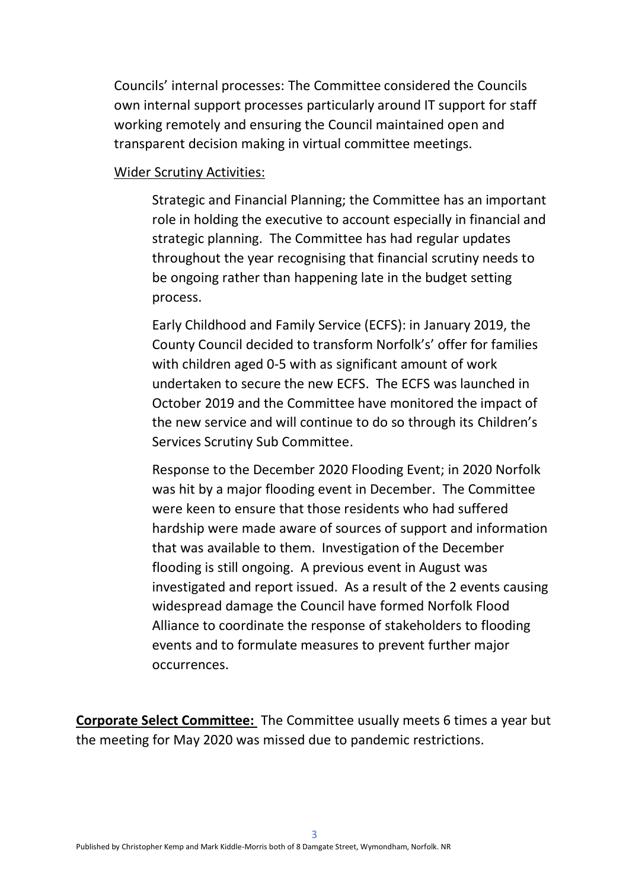Councils' internal processes: The Committee considered the Councils own internal support processes particularly around IT support for staff working remotely and ensuring the Council maintained open and transparent decision making in virtual committee meetings.

<u>Wider Scrutiny Activities:</u>

Strategic and Financial Planning; the Committee has an important role in holding the executive to account especially in financial and strategic planning. The Committee has had regular updates throughout the year recognising that financial scrutiny needs to be ongoing rather than happening late in the budget setting process.

Early Childhood and Family Service (ECFS): in January 2019, the County Council decided to transform Norfolk's' offer for families with children aged 0-5 with as significant amount of work undertaken to secure the new ECFS. The ECFS was launched in October 2019 and the Committee have monitored the impact of the new service and will continue to do so through its Children's Services Scrutiny Sub Committee.

Response to the December 2020 Flooding Event; in 2020 Norfolk was hit by a major flooding event in December. The Committee were keen to ensure that those residents who had suffered hardship were made aware of sources of support and information that was available to them. Investigation of the December flooding is still ongoing. A previous event in August was investigated and report issued. As a result of the 2 events causing widespread damage the Council have formed Norfolk Flood Alliance to coordinate the response of stakeholders to flooding events and to formulate measures to prevent further major occurrences.

**<u>Corporate Select Committee:</u>** The Committee usually meets 6 times a year but the meeting for May 2020 was missed due to pandemic restrictions.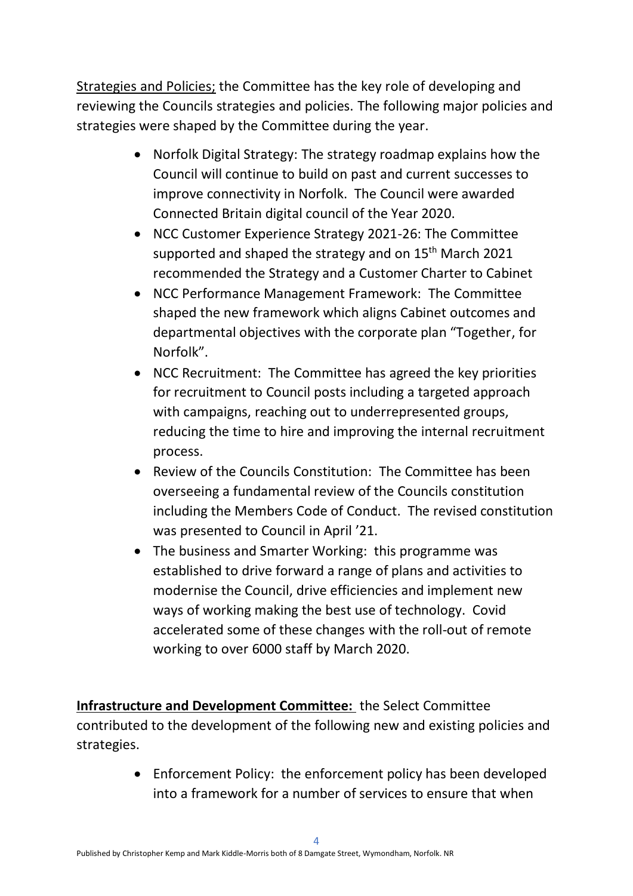<u>Strategies and Policies;</u> the Committee has the key role of developing and reviewing the Councils strategies and policies. The following major policies and strategies were shaped by the Committee during the year.

- Norfolk Digital Strategy: The strategy roadmap explains how the Council will continue to build on past and current successes to improve connectivity in Norfolk. The Council were awarded Connected Britain digital council of the Year 2020.
- NCC Customer Experience Strategy 2021-26: The Committee supported and shaped the strategy and on 15th March 2021 recommended the Strategy and a Customer Charter to Cabinet
- NCC Performance Management Framework: The Committee shaped the new framework which aligns Cabinet outcomes and departmental objectives with the corporate plan "Together, for Norfolk".
- NCC Recruitment: The Committee has agreed the key priorities for recruitment to Council posts including a targeted approach with campaigns, reaching out to underrepresented groups, reducing the time to hire and improving the internal recruitment process.
- Review of the Councils Constitution: The Committee has been overseeing a fundamental review of the Councils constitution including the Members Code of Conduct. The revised constitution was presented to Council in April '21.
- The business and Smarter Working: this programme was established to drive forward a range of plans and activities to modernise the Council, drive efficiencies and implement new ways of working making the best use of technology. Covid accelerated some of these changes with the roll-out of remote working to over 6000 staff by March 2020.

**<u>Infrastructure and Development Committee:</u>** the Select Committee contributed to the development of the following new and existing policies and strategies.

- Enforcement Policy: the enforcement policy has been developed into a framework for a number of services to ensure that when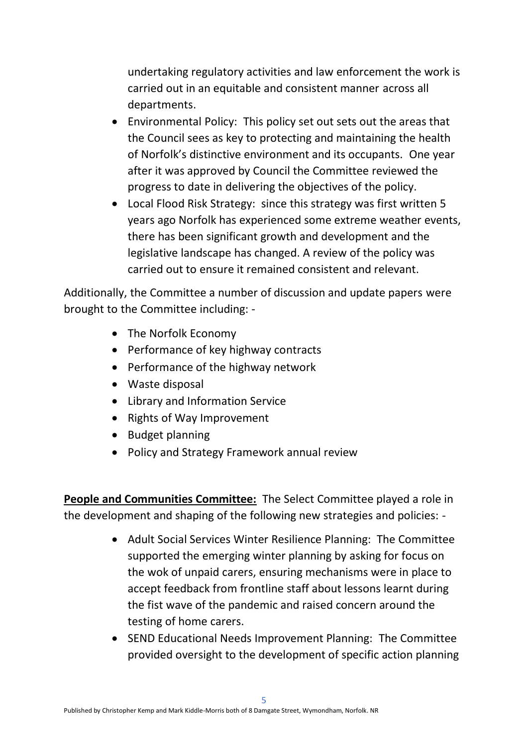undertaking regulatory activities and law enforcement the work is carried out in an equitable and consistent manner across all departments.

- Environmental Policy: This policy set out sets out the areas that the Council sees as key to protecting and maintaining the health of Norfolk's distinctive environment and its occupants. One year after it was approved by Council the Committee reviewed the progress to date in delivering the objectives of the policy.
- Local Flood Risk Strategy: since this strategy was first written 5 years ago Norfolk has experienced some extreme weather events, there has been significant growth and development and the legislative landscape has changed. A review of the policy was carried out to ensure it remained consistent and relevant.

Additionally, the Committee a number of discussion and update papers were brought to the Committee including: -

- The Norfolk Economy
- Performance of key highway contracts
- Performance of the highway network
- Waste disposal
- Library and Information Service
- Rights of Way Improvement
- Budget planning
- Policy and Strategy Framework annual review

**People and Communities Committee:** The Select Committee played a role in the development and shaping of the following new strategies and policies: -

- Adult Social Services Winter Resilience Planning: The Committee supported the emerging winter planning by asking for focus on the wok of unpaid carers, ensuring mechanisms were in place to accept feedback from frontline staff about lessons learnt during the fist wave of the pandemic and raised concern around the testing of home carers.
- SEND Educational Needs Improvement Planning: The Committee provided oversight to the development of specific action planning

Published by Christopher Kemp and Mark Kiddle-Morris both of 8 Damgate Street, Wymondham, Norfolk. NR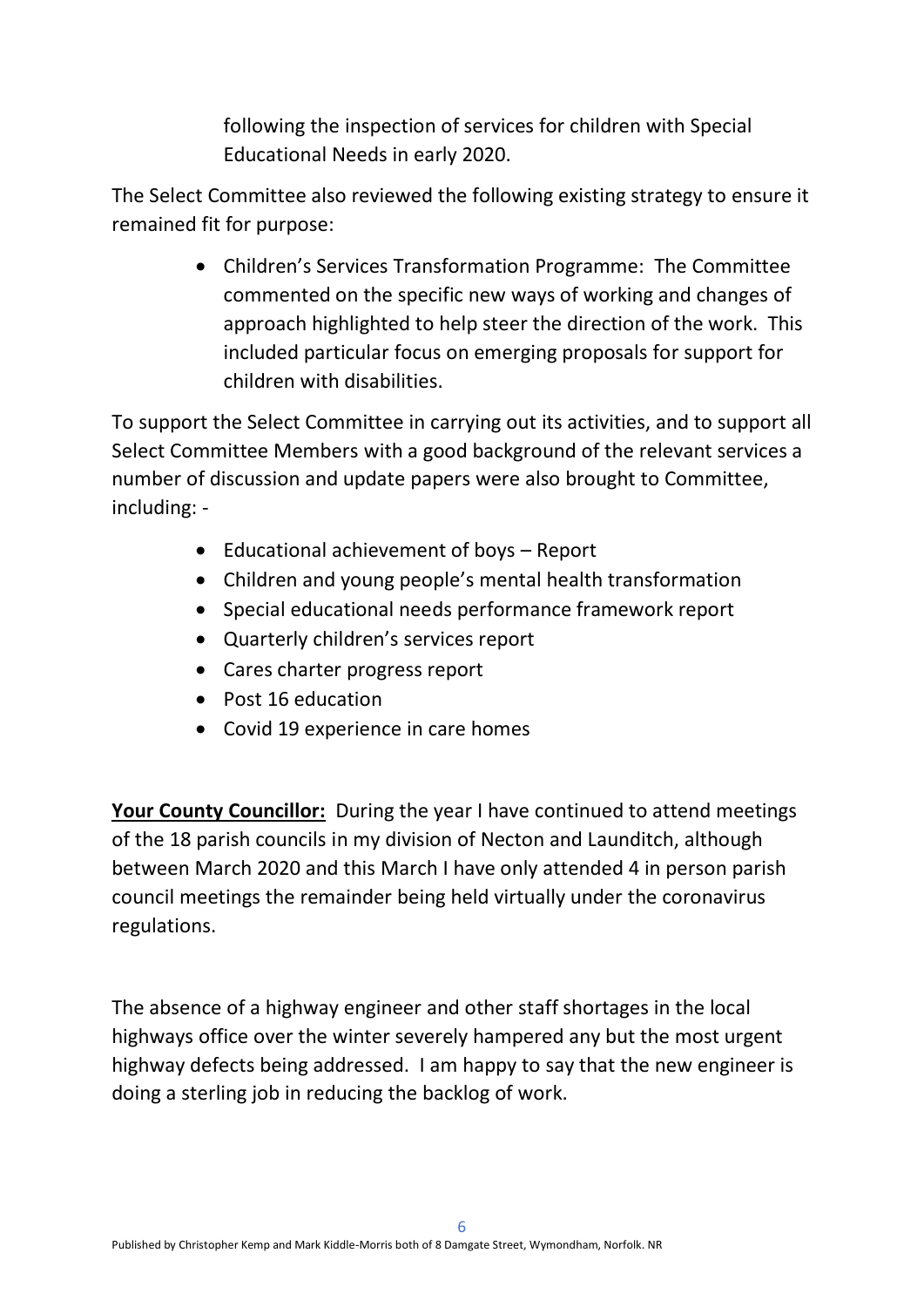following the inspection of services for children with Special Educational Needs in early 2020.

The Select Committee also reviewed the following existing strategy to ensure it remained fit for purpose:

- Children's Services Transformation Programme: The Committee commented on the specific new ways of working and changes of approach highlighted to help steer the direction of the work. This included particular focus on emerging proposals for support for children with disabilities.

To support the Select Committee in carrying out its activities, and to support all Select Committee Members with a good background of the relevant services a number of discussion and update papers were also brought to Committee, including: -

- Educational achievement of boys – Report
- Children and young people's mental health transformation
- Special educational needs performance framework report
- Quarterly children's services report
- Cares charter progress report
- Post 16 education
- Covid 19 experience in care homes

**Your County Councillor:** During the year I have continued to attend meetings of the 18 parish councils in my division of Necton and Launditch, although between March 2020 and this March I have only attended 4 in person parish council meetings the remainder being held virtually under the coronavirus regulations.

The absence of a highway engineer and other staff shortages in the local highways office over the winter severely hampered any but the most urgent highway defects being addressed. I am happy to say that the new engineer is doing a sterling job in reducing the backlog of work.

Published by Christopher Kemp and Mark Kiddle-Morris both of 8 Damgate Street, Wymondham, Norfolk. NR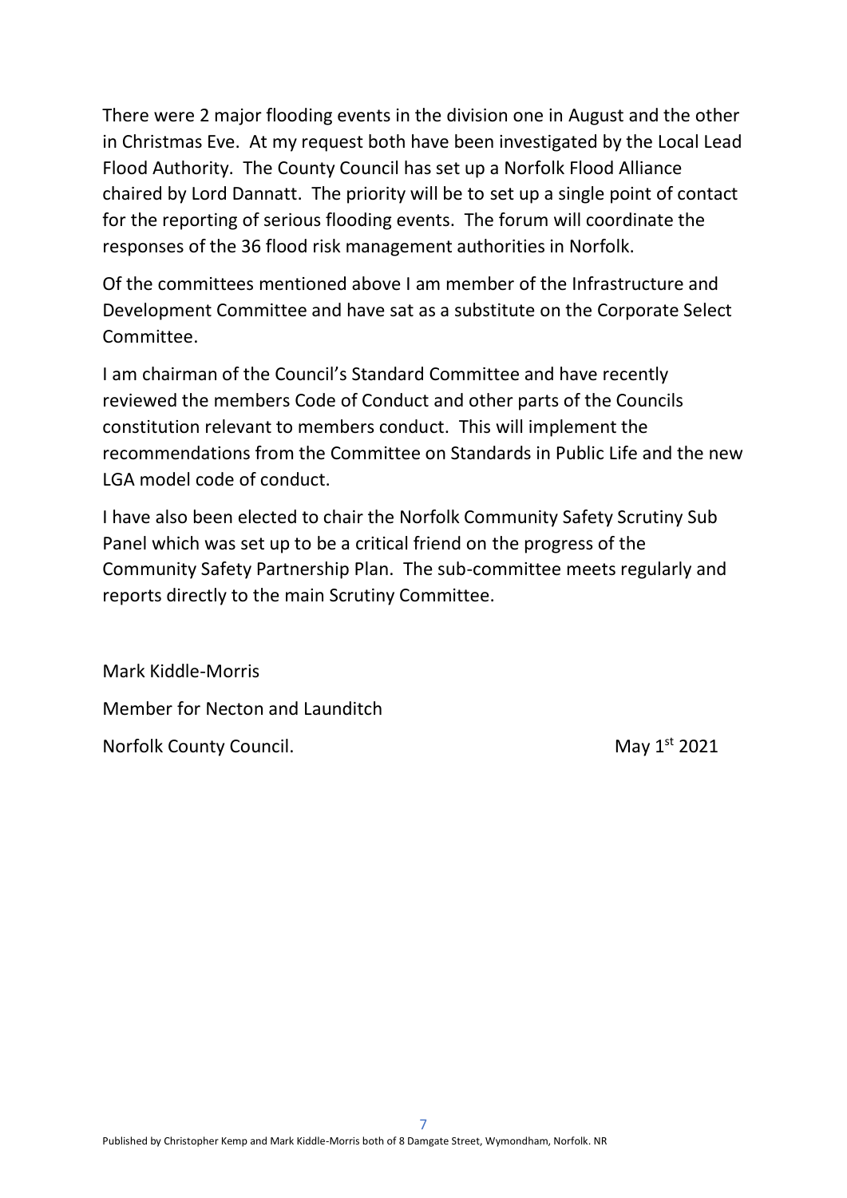There were 2 major flooding events in the division one in August and the other in Christmas Eve. At my request both have been investigated by the Local Lead Flood Authority. The County Council has set up a Norfolk Flood Alliance chaired by Lord Dannatt. The priority will be to set up a single point of contact for the reporting of serious flooding events. The forum will coordinate the responses of the 36 flood risk management authorities in Norfolk.

Of the committees mentioned above I am member of the Infrastructure and Development Committee and have sat as a substitute on the Corporate Select Committee.

I am chairman of the Council's Standard Committee and have recently reviewed the members Code of Conduct and other parts of the Councils constitution relevant to members conduct. This will implement the recommendations from the Committee on Standards in Public Life and the new LGA model code of conduct.

I have also been elected to chair the Norfolk Community Safety Scrutiny Sub Panel which was set up to be a critical friend on the progress of the Community Safety Partnership Plan. The sub-committee meets regularly and reports directly to the main Scrutiny Committee.

Mark Kiddle-Morris

Member for Necton and Launditch

Norfolk County Council. May 1st 2021